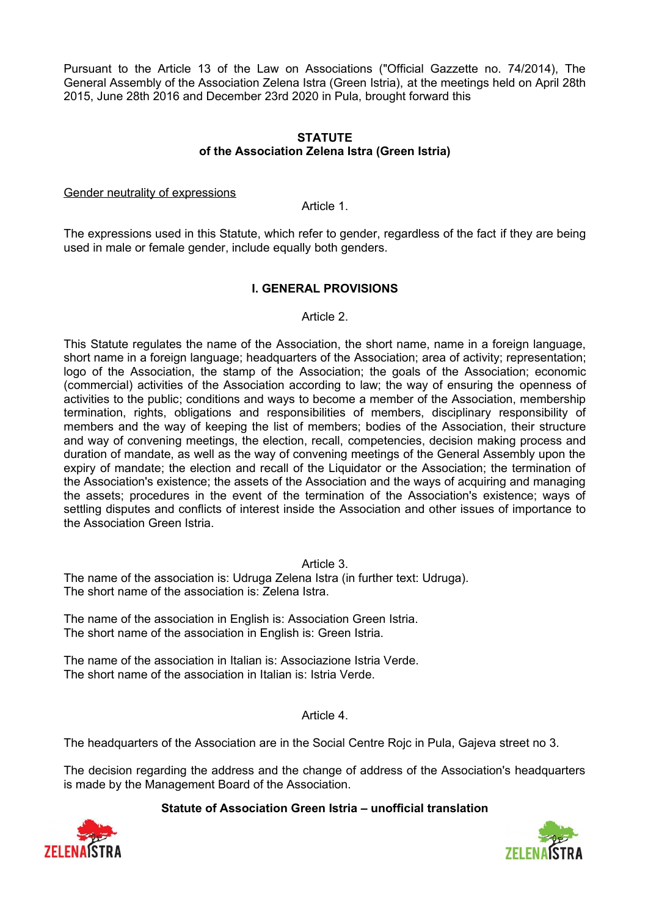Pursuant to the Article 13 of the Law on Associations ("Official Gazette no. 74/2014), The General Assembly of the Association Zelena Istra (Green Istria), at the meetings held on April 28th 2015, June 28th 2016 and December 23rd 2020 in Pula, brought forward this

# STATUTE
## of the Association Zelena Istra (Green Istria)

<u>Gender neutrality of expressions</u>

Article 1.

The expressions used in this Statute, which refer to gender, regardless of the fact if they are being used in male or female gender, include equally both genders.

## I. GENERAL PROVISIONS

Article 2.

This Statute regulates the name of the Association, the short name, name in a foreign language, short name in a foreign language; headquarters of the Association; area of activity; representation; logo of the Association, the stamp of the Association; the goals of the Association; economic (commercial) activities of the Association according to law; the way of ensuring the openness of activities to the public; conditions and ways to become a member of the Association, membership termination, rights, obligations and responsibilities of members, disciplinary responsibility of members and the way of keeping the list of members; bodies of the Association, their structure and way of convening meetings, the election, recall, competencies, decision making process and duration of mandate, as well as the way of convening meetings of the General Assembly upon the expiry of mandate; the election and recall of the Liquidator or the Association; the termination of the Association's existence; the assets of the Association and the ways of acquiring and managing the assets; procedures in the event of the termination of the Association's existence; ways of settling disputes and conflicts of interest inside the Association and other issues of importance to the Association Green Istria.

Article 3.

The name of the association is: Udruga Zelena Istra (in further text: Udruga).
The short name of the association is: Zelena Istra.

The name of the association in English is: Association Green Istria.
The short name of the association in English is: Green Istria.

The name of the association in Italian is: Associazione Istria Verde.
The short name of the association in Italian is: Istria Verde.

Article 4.

The headquarters of the Association are in the Social Centre Rojc in Pula, Gajeva street no 3.

The decision regarding the address and the change of address of the Association's headquarters is made by the Management Board of the Association.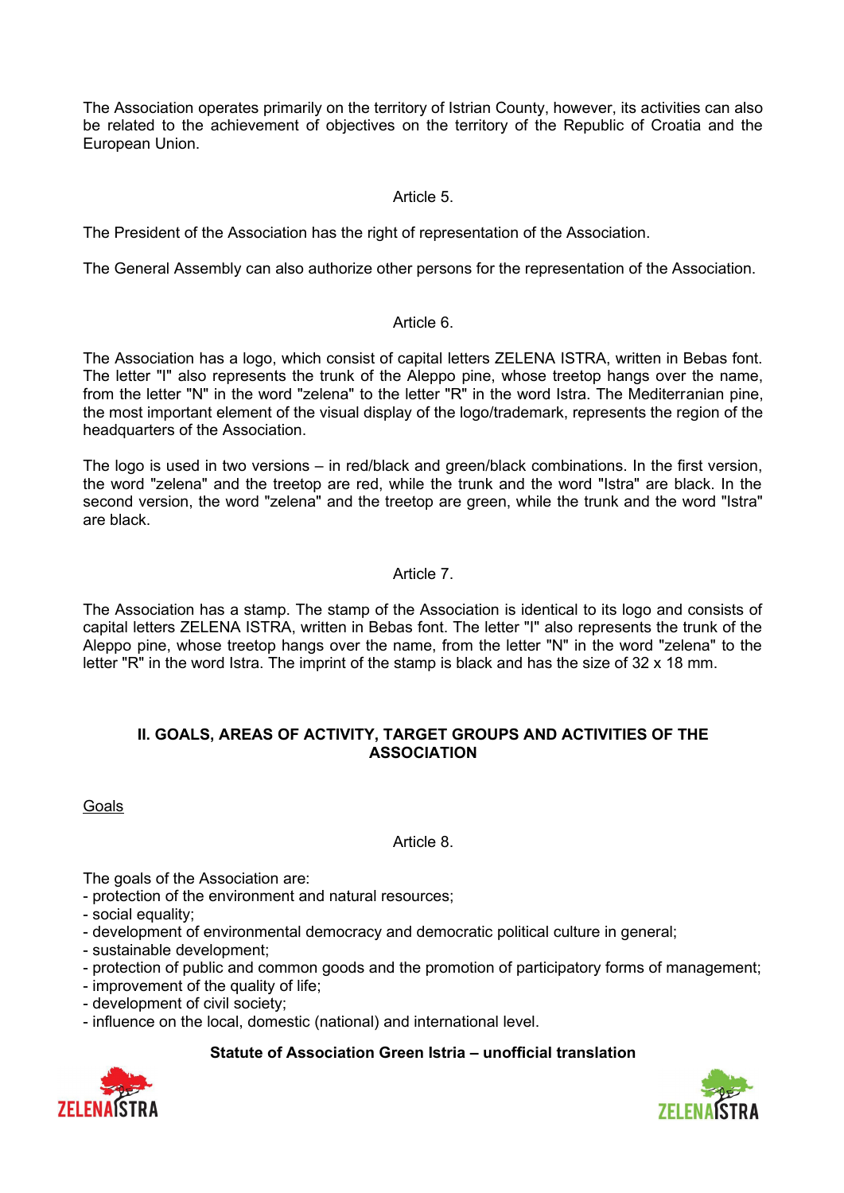The Association operates primarily on the territory of Istrian County, however, its activities can also be related to the achievement of objectives on the territory of the Republic of Croatia and the European Union.

Article 5.

The President of the Association has the right of representation of the Association.

The General Assembly can also authorize other persons for the representation of the Association.

Article 6.

The Association has a logo, which consist of capital letters ZELENA ISTRA, written in Bebas font. The letter "I" also represents the trunk of the Aleppo pine, whose treetop hangs over the name, from the letter "N" in the word "zelena" to the letter "R" in the word Istra. The Mediterranean pine, the most important element of the visual display of the logo/trademark, represents the region of the headquarters of the Association.

The logo is used in two versions – in red/black and green/black combinations. In the first version, the word "zelena" and the treetop are red, while the trunk and the word "Istra" are black. In the second version, the word "zelena" and the treetop are green, while the trunk and the word "Istra" are black.

Article 7.

The Association has a stamp. The stamp of the Association is identical to its logo and consists of capital letters ZELENA ISTRA, written in Bebas font. The letter "I" also represents the trunk of the Aleppo pine, whose treetop hangs over the name, from the letter "N" in the word "zelena" to the letter "R" in the word Istra. The imprint of the stamp is black and has the size of 32 x 18 mm.

## II. GOALS, AREAS OF ACTIVITY, TARGET GROUPS AND ACTIVITIES OF THE ASSOCIATION

Goals

Article 8.

The goals of the Association are:
- protection of the environment and natural resources;
- social equality;
- development of environmental democracy and democratic political culture in general;
- sustainable development;
- protection of public and common goods and the promotion of participatory forms of management;
- improvement of the quality of life;
- development of civil society;
- influence on the local, domestic (national) and international level.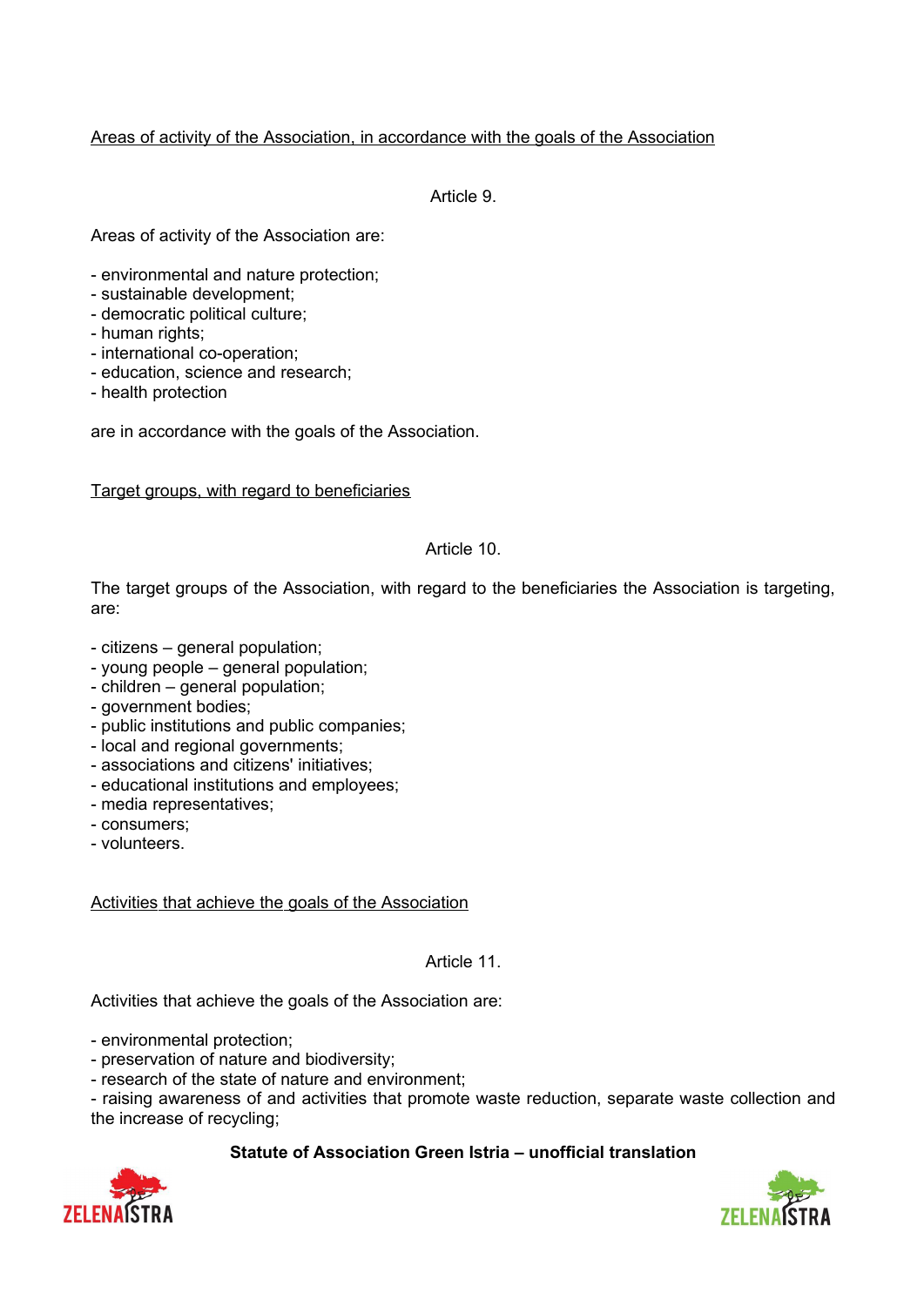Areas of activity of the Association, in accordance with the goals of the Association

Article 9.

Areas of activity of the Association are:

- environmental and nature protection;
- sustainable development;
- democratic political culture;
- human rights;
- international co-operation;
- education, science and research;
- health protection

are in accordance with the goals of the Association.

Target groups, with regard to beneficiaries

Article 10.

The target groups of the Association, with regard to the beneficiaries the Association is targeting, are:

- citizens – general population;
- young people – general population;
- children – general population;
- government bodies;
- public institutions and public companies;
- local and regional governments;
- associations and citizens' initiatives;
- educational institutions and employees;
- media representatives;
- consumers;
- volunteers.

Activities that achieve the goals of the Association

Article 11.

Activities that achieve the goals of the Association are:

- environmental protection;
- preservation of nature and biodiversity;
- research of the state of nature and environment;
- raising awareness of and activities that promote waste reduction, separate waste collection and the increase of recycling;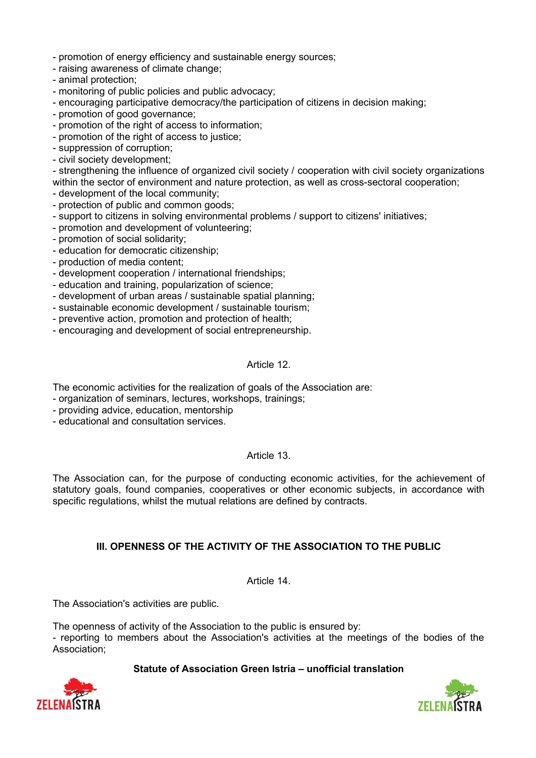- promotion of energy efficiency and sustainable energy sources;
- raising awareness of climate change;
- animal protection;
- monitoring of public policies and public advocacy;
- encouraging participative democracy/the participation of citizens in decision making;
- promotion of good governance;
- promotion of the right of access to information;
- promotion of the right of access to justice;
- suppression of corruption;
- civil society development;
- strengthening the influence of organized civil society / cooperation with civil society organizations within the sector of environment and nature protection, as well as cross-sectoral cooperation;
- development of the local community;
- protection of public and common goods;
- support to citizens in solving environmental problems / support to citizens' initiatives;
- promotion and development of volunteering;
- promotion of social solidarity;
- education for democratic citizenship;
- production of media content;
- development cooperation / international friendships;
- education and training, popularization of science;
- development of urban areas / sustainable spatial planning;
- sustainable economic development / sustainable tourism;
- preventive action, promotion and protection of health;
- encouraging and development of social entrepreneurship.

Article 12.

The economic activities for the realization of goals of the Association are:
- organization of seminars, lectures, workshops, trainings;
- providing advice, education, mentorship
- educational and consultation services.

Article 13.

The Association can, for the purpose of conducting economic activities, for the achievement of statutory goals, found companies, cooperatives or other economic subjects, in accordance with specific regulations, whilst the mutual relations are defined by contracts.

## III. OPENNESS OF THE ACTIVITY OF THE ASSOCIATION TO THE PUBLIC

Article 14.

The Association's activities are public.

The openness of activity of the Association to the public is ensured by:
- reporting to members about the Association's activities at the meetings of the bodies of the Association;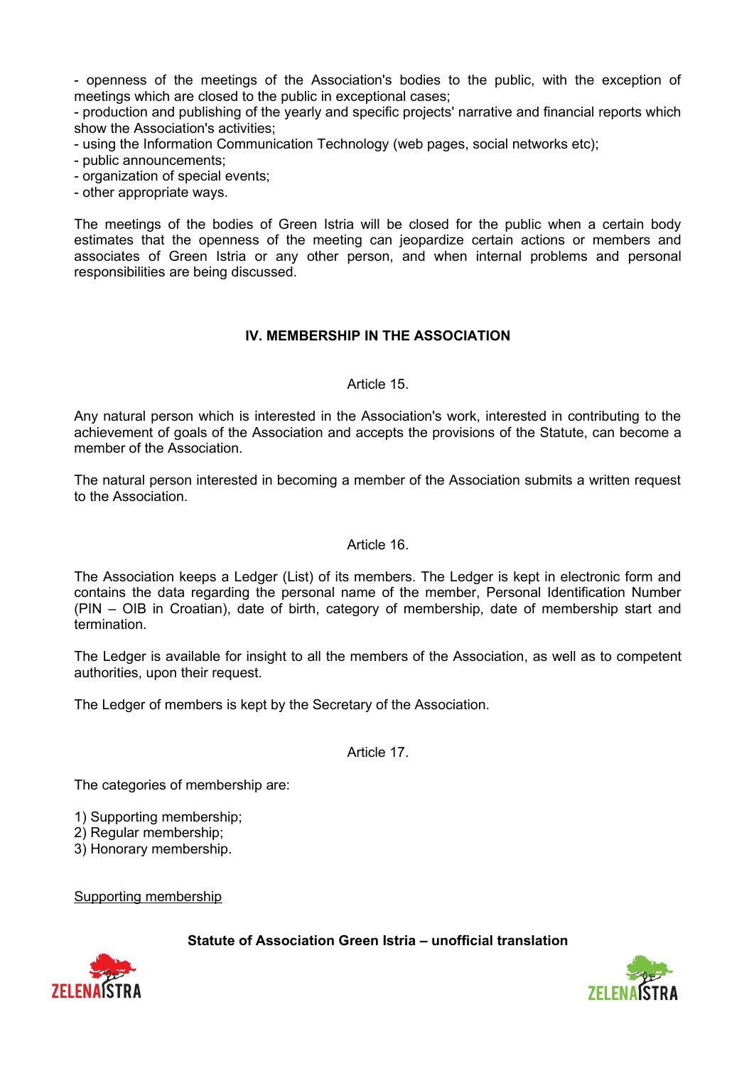- openness of the meetings of the Association's bodies to the public, with the exception of meetings which are closed to the public in exceptional cases;
- production and publishing of the yearly and specific projects' narrative and financial reports which show the Association's activities;
- using the Information Communication Technology (web pages, social networks etc);
- public announcements;
- organization of special events;
- other appropriate ways.

The meetings of the bodies of Green Istria will be closed for the public when a certain body estimates that the openness of the meeting can jeopardize certain actions or members and associates of Green Istria or any other person, and when internal problems and personal responsibilities are being discussed.

## IV. MEMBERSHIP IN THE ASSOCIATION

### Article 15.

Any natural person which is interested in the Association's work, interested in contributing to the achievement of goals of the Association and accepts the provisions of the Statute, can become a member of the Association.

The natural person interested in becoming a member of the Association submits a written request to the Association.

### Article 16.

The Association keeps a Ledger (List) of its members. The Ledger is kept in electronic form and contains the data regarding the personal name of the member, Personal Identification Number (PIN – OIB in Croatian), date of birth, category of membership, date of membership start and termination.

The Ledger is available for insight to all the members of the Association, as well as to competent authorities, upon their request.

The Ledger of members is kept by the Secretary of the Association.

### Article 17.

The categories of membership are:

1) Supporting membership;
2) Regular membership;
3) Honorary membership.

Supporting membership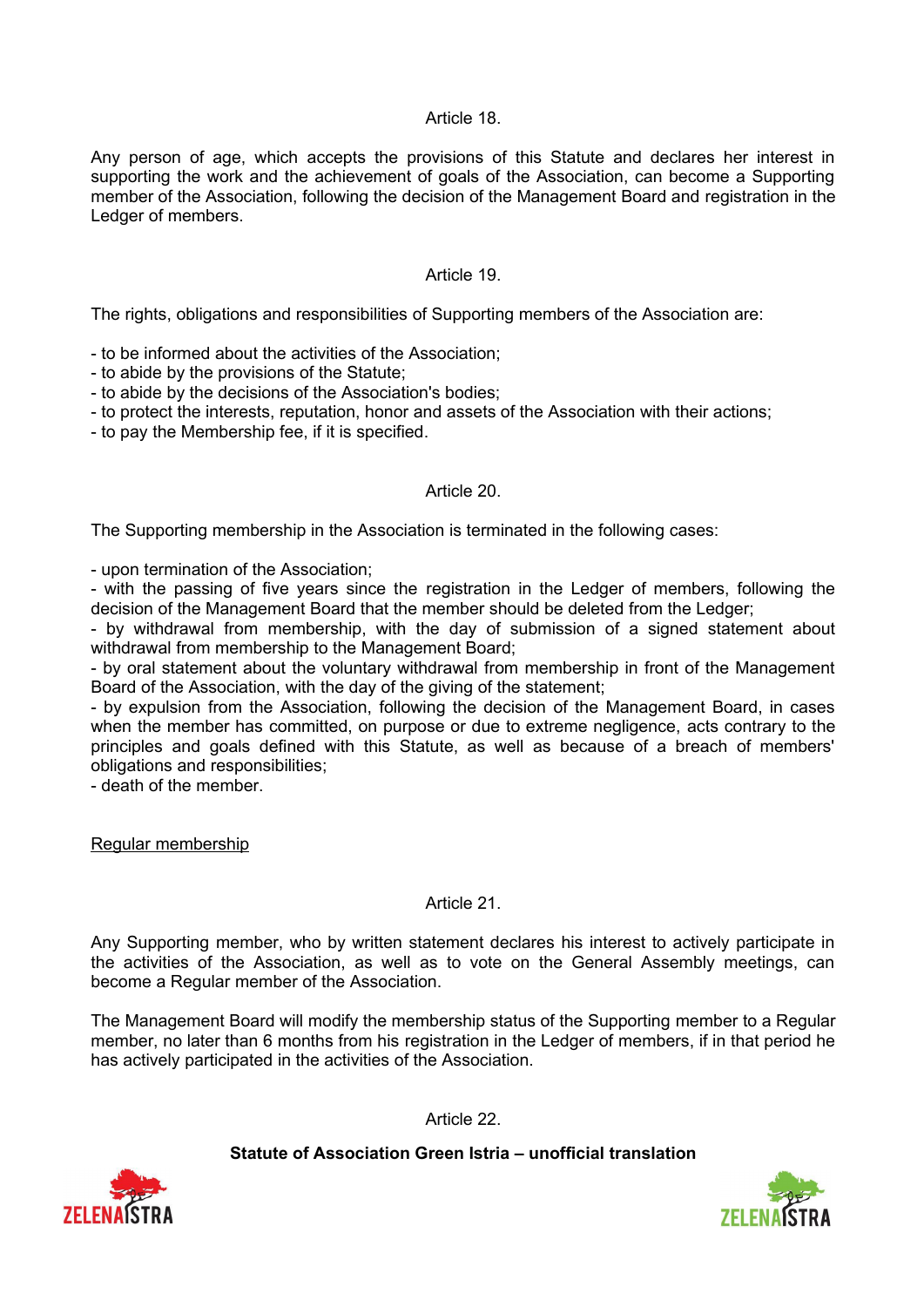Article 18.

Any person of age, which accepts the provisions of this Statute and declares her interest in supporting the work and the achievement of goals of the Association, can become a Supporting member of the Association, following the decision of the Management Board and registration in the Ledger of members.

Article 19.

The rights, obligations and responsibilities of Supporting members of the Association are:

- to be informed about the activities of the Association;
- to abide by the provisions of the Statute;
- to abide by the decisions of the Association's bodies;
- to protect the interests, reputation, honor and assets of the Association with their actions;
- to pay the Membership fee, if it is specified.

Article 20.

The Supporting membership in the Association is terminated in the following cases:

- upon termination of the Association;
- with the passing of five years since the registration in the Ledger of members, following the decision of the Management Board that the member should be deleted from the Ledger;
- by withdrawal from membership, with the day of submission of a signed statement about withdrawal from membership to the Management Board;
- by oral statement about the voluntary withdrawal from membership in front of the Management Board of the Association, with the day of the giving of the statement;
- by expulsion from the Association, following the decision of the Management Board, in cases when the member has committed, on purpose or due to extreme negligence, acts contrary to the principles and goals defined with this Statute, as well as because of a breach of members' obligations and responsibilities;
- death of the member.

<u>Regular membership</u>

Article 21.

Any Supporting member, who by written statement declares his interest to actively participate in the activities of the Association, as well as to vote on the General Assembly meetings, can become a Regular member of the Association.

The Management Board will modify the membership status of the Supporting member to a Regular member, no later than 6 months from his registration in the Ledger of members, if in that period he has actively participated in the activities of the Association.

Article 22.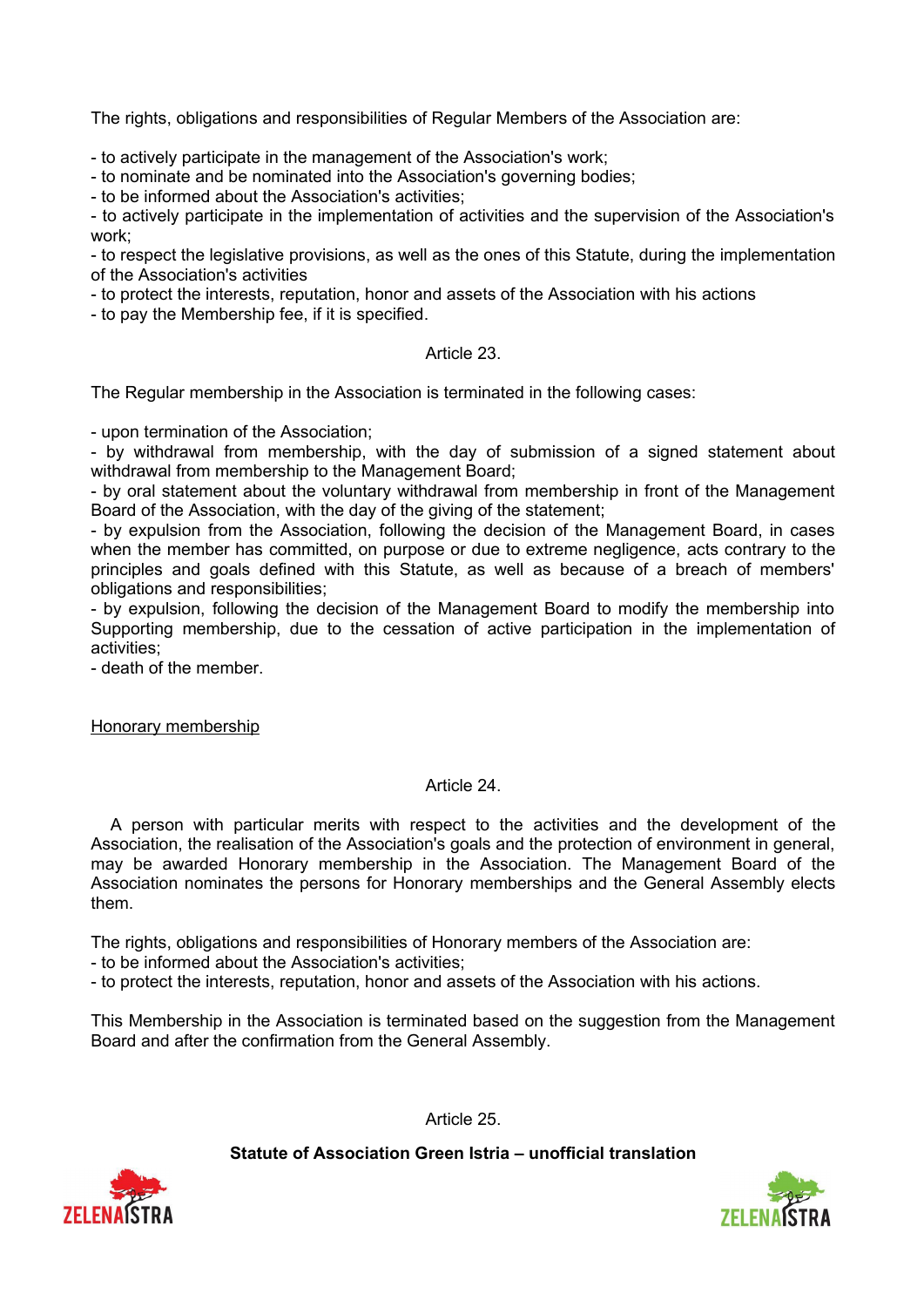The rights, obligations and responsibilities of Regular Members of the Association are:

- to actively participate in the management of the Association's work;
- to nominate and be nominated into the Association's governing bodies;
- to be informed about the Association's activities;
- to actively participate in the implementation of activities and the supervision of the Association's work;
- to respect the legislative provisions, as well as the ones of this Statute, during the implementation of the Association's activities
- to protect the interests, reputation, honor and assets of the Association with his actions
- to pay the Membership fee, if it is specified.

Article 23.

The Regular membership in the Association is terminated in the following cases:

- upon termination of the Association;
- by withdrawal from membership, with the day of submission of a signed statement about withdrawal from membership to the Management Board;
- by oral statement about the voluntary withdrawal from membership in front of the Management Board of the Association, with the day of the giving of the statement;
- by expulsion from the Association, following the decision of the Management Board, in cases when the member has committed, on purpose or due to extreme negligence, acts contrary to the principles and goals defined with this Statute, as well as because of a breach of members' obligations and responsibilities;
- by expulsion, following the decision of the Management Board to modify the membership into Supporting membership, due to the cessation of active participation in the implementation of activities;
- death of the member.

Honorary membership

Article 24.

A person with particular merits with respect to the activities and the development of the Association, the realisation of the Association's goals and the protection of environment in general, may be awarded Honorary membership in the Association. The Management Board of the Association nominates the persons for Honorary memberships and the General Assembly elects them.

The rights, obligations and responsibilities of Honorary members of the Association are:
- to be informed about the Association's activities;
- to protect the interests, reputation, honor and assets of the Association with his actions.

This Membership in the Association is terminated based on the suggestion from the Management Board and after the confirmation from the General Assembly.

Article 25.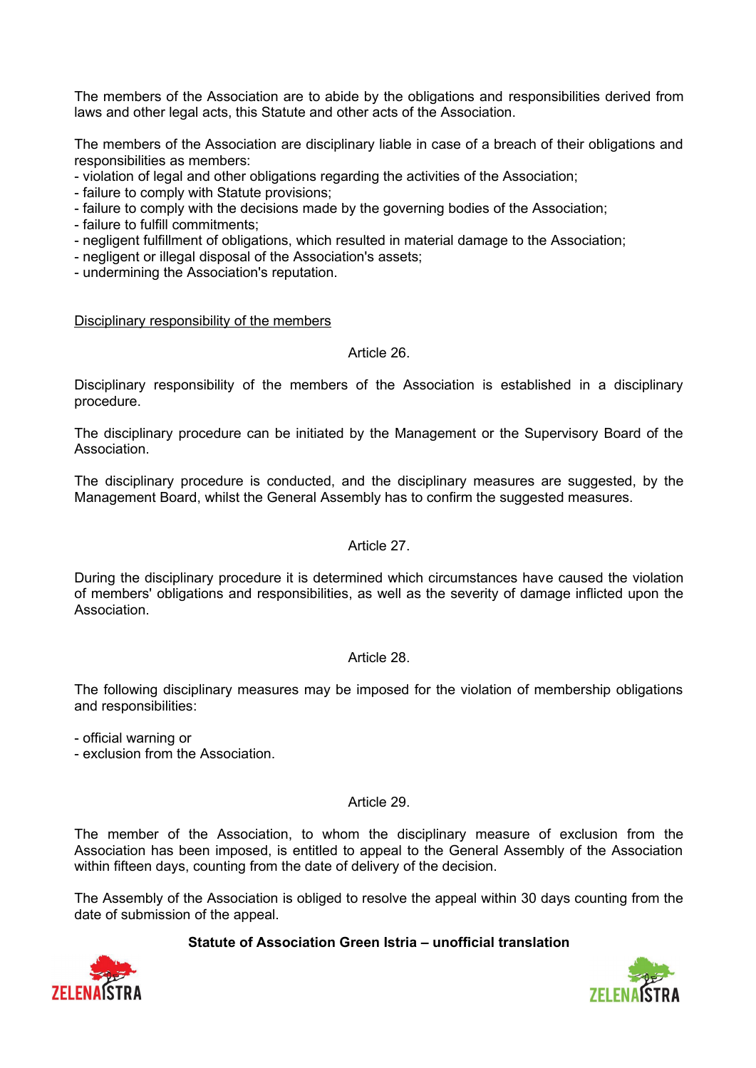The members of the Association are to abide by the obligations and responsibilities derived from laws and other legal acts, this Statute and other acts of the Association.

The members of the Association are disciplinary liable in case of a breach of their obligations and responsibilities as members:

- violation of legal and other obligations regarding the activities of the Association;
- failure to comply with Statute provisions;
- failure to comply with the decisions made by the governing bodies of the Association;
- failure to fulfill commitments;
- negligent fulfillment of obligations, which resulted in material damage to the Association;
- negligent or illegal disposal of the Association's assets;
- undermining the Association's reputation.

Disciplinary responsibility of the members

Article 26.

Disciplinary responsibility of the members of the Association is established in a disciplinary procedure.

The disciplinary procedure can be initiated by the Management or the Supervisory Board of the Association.

The disciplinary procedure is conducted, and the disciplinary measures are suggested, by the Management Board, whilst the General Assembly has to confirm the suggested measures.

Article 27.

During the disciplinary procedure it is determined which circumstances have caused the violation of members' obligations and responsibilities, as well as the severity of damage inflicted upon the Association.

Article 28.

The following disciplinary measures may be imposed for the violation of membership obligations and responsibilities:

- official warning or
- exclusion from the Association.

Article 29.

The member of the Association, to whom the disciplinary measure of exclusion from the Association has been imposed, is entitled to appeal to the General Assembly of the Association within fifteen days, counting from the date of delivery of the decision.

The Assembly of the Association is obliged to resolve the appeal within 30 days counting from the date of submission of the appeal.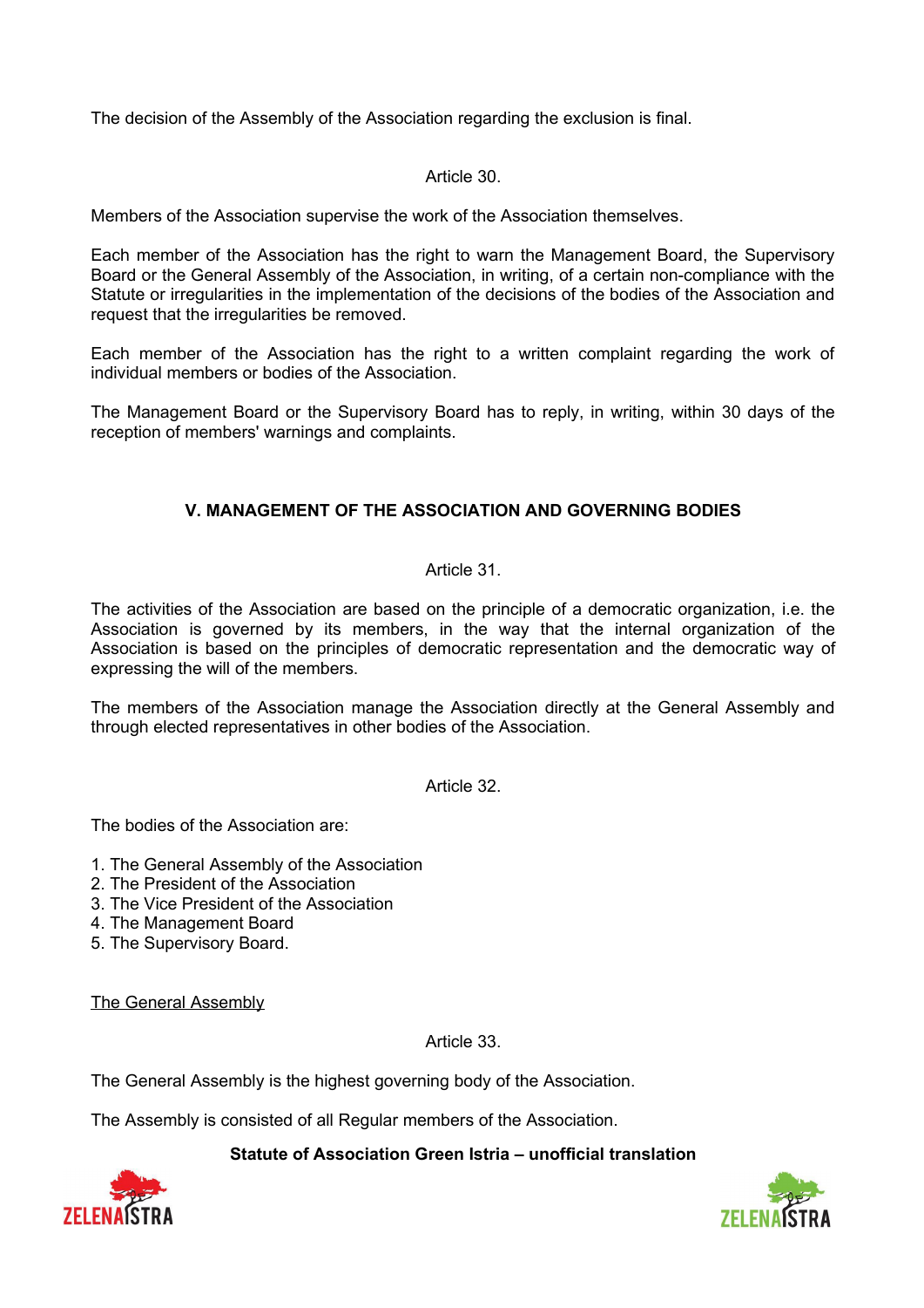The decision of the Assembly of the Association regarding the exclusion is final.

Article 30.

Members of the Association supervise the work of the Association themselves.

Each member of the Association has the right to warn the Management Board, the Supervisory Board or the General Assembly of the Association, in writing, of a certain non-compliance with the Statute or irregularities in the implementation of the decisions of the bodies of the Association and request that the irregularities be removed.

Each member of the Association has the right to a written complaint regarding the work of individual members or bodies of the Association.

The Management Board or the Supervisory Board has to reply, in writing, within 30 days of the reception of members' warnings and complaints.

## V. MANAGEMENT OF THE ASSOCIATION AND GOVERNING BODIES

Article 31.

The activities of the Association are based on the principle of a democratic organization, i.e. the Association is governed by its members, in the way that the internal organization of the Association is based on the principles of democratic representation and the democratic way of expressing the will of the members.

The members of the Association manage the Association directly at the General Assembly and through elected representatives in other bodies of the Association.

Article 32.

The bodies of the Association are:

1. The General Assembly of the Association
2. The President of the Association
3. The Vice President of the Association
4. The Management Board
5. The Supervisory Board.

<u>The General Assembly</u>

Article 33.

The General Assembly is the highest governing body of the Association.

The Assembly is consisted of all Regular members of the Association.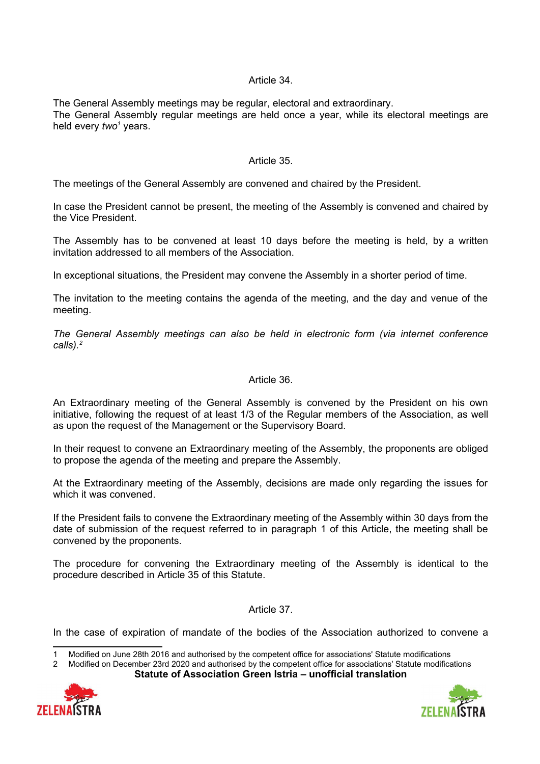Article 34.

The General Assembly meetings may be regular, electoral and extraordinary.
The General Assembly regular meetings are held once a year, while its electoral meetings are held every *two*[1] years.

Article 35.

The meetings of the General Assembly are convened and chaired by the President.

In case the President cannot be present, the meeting of the Assembly is convened and chaired by the Vice President.

The Assembly has to be convened at least 10 days before the meeting is held, by a written invitation addressed to all members of the Association.

In exceptional situations, the President may convene the Assembly in a shorter period of time.

The invitation to the meeting contains the agenda of the meeting, and the day and venue of the meeting.

*The General Assembly meetings can also be held in electronic form (via internet conference calls).*[2]

Article 36.

An Extraordinary meeting of the General Assembly is convened by the President on his own initiative, following the request of at least 1/3 of the Regular members of the Association, as well as upon the request of the Management or the Supervisory Board.

In their request to convene an Extraordinary meeting of the Assembly, the proponents are obliged to propose the agenda of the meeting and prepare the Assembly.

At the Extraordinary meeting of the Assembly, decisions are made only regarding the issues for which it was convened.

If the President fails to convene the Extraordinary meeting of the Assembly within 30 days from the date of submission of the request referred to in paragraph 1 of this Article, the meeting shall be convened by the proponents.

The procedure for convening the Extraordinary meeting of the Assembly is identical to the procedure described in Article 35 of this Statute.

Article 37.

In the case of expiration of mandate of the bodies of the Association authorized to convene a

---

1 Modified on June 28th 2016 and authorised by the competent office for associations' Statute modifications

2 Modified on December 23rd 2020 and authorised by the competent office for associations' Statute modifications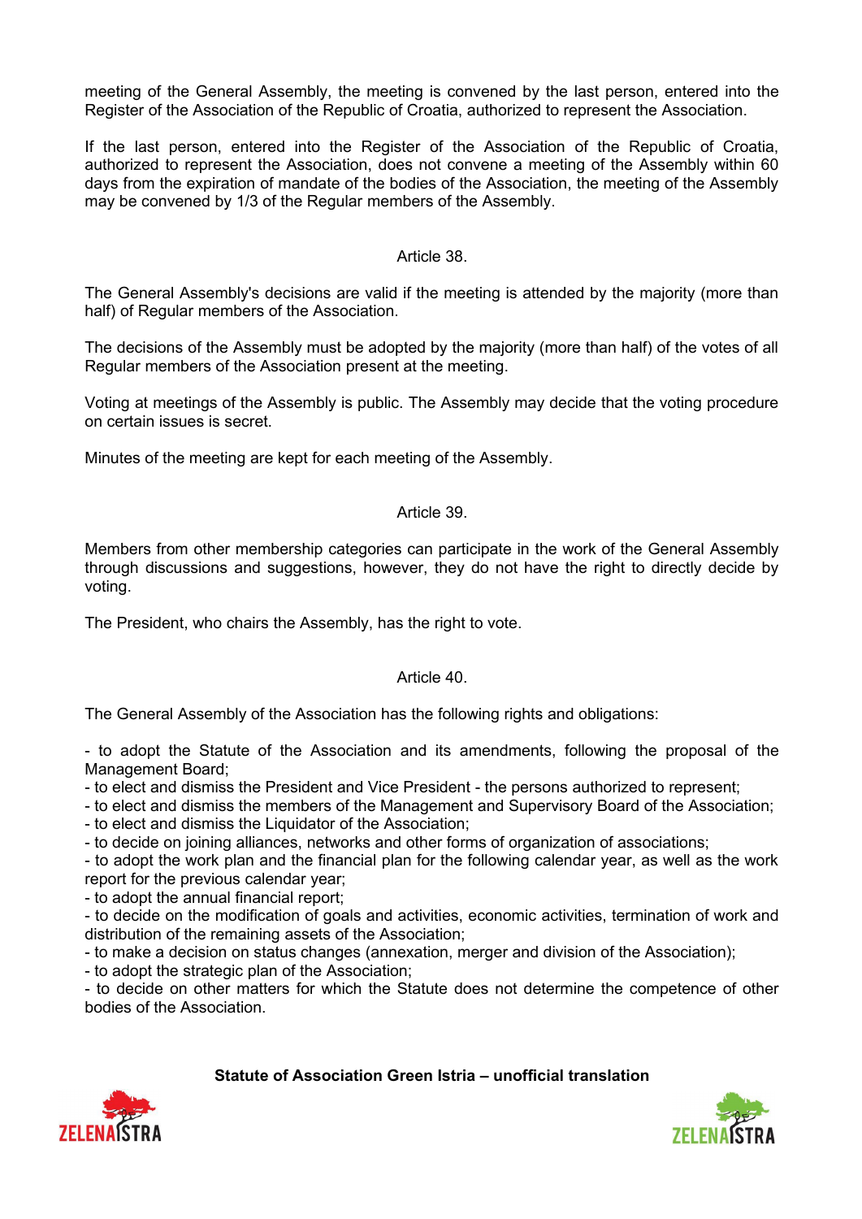meeting of the General Assembly, the meeting is convened by the last person, entered into the Register of the Association of the Republic of Croatia, authorized to represent the Association.

If the last person, entered into the Register of the Association of the Republic of Croatia, authorized to represent the Association, does not convene a meeting of the Assembly within 60 days from the expiration of mandate of the bodies of the Association, the meeting of the Assembly may be convened by 1/3 of the Regular members of the Assembly.

### Article 38.

The General Assembly's decisions are valid if the meeting is attended by the majority (more than half) of Regular members of the Association.

The decisions of the Assembly must be adopted by the majority (more than half) of the votes of all Regular members of the Association present at the meeting.

Voting at meetings of the Assembly is public. The Assembly may decide that the voting procedure on certain issues is secret.

Minutes of the meeting are kept for each meeting of the Assembly.

### Article 39.

Members from other membership categories can participate in the work of the General Assembly through discussions and suggestions, however, they do not have the right to directly decide by voting.

The President, who chairs the Assembly, has the right to vote.

### Article 40.

The General Assembly of the Association has the following rights and obligations:

- to adopt the Statute of the Association and its amendments, following the proposal of the Management Board;
- to elect and dismiss the President and Vice President - the persons authorized to represent;
- to elect and dismiss the members of the Management and Supervisory Board of the Association;
- to elect and dismiss the Liquidator of the Association;
- to decide on joining alliances, networks and other forms of organization of associations;
- to adopt the work plan and the financial plan for the following calendar year, as well as the work report for the previous calendar year;
- to adopt the annual financial report;
- to decide on the modification of goals and activities, economic activities, termination of work and distribution of the remaining assets of the Association;
- to make a decision on status changes (annexation, merger and division of the Association);
- to adopt the strategic plan of the Association;
- to decide on other matters for which the Statute does not determine the competence of other bodies of the Association.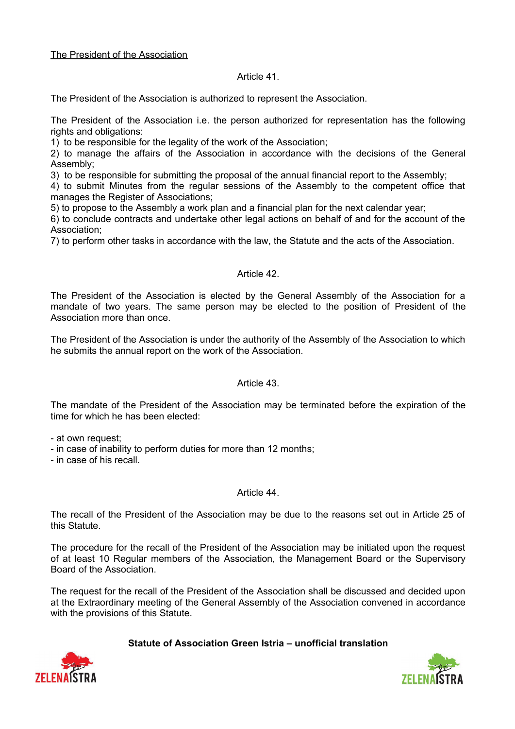<u>The President of the Association</u>

Article 41.

The President of the Association is authorized to represent the Association.

The President of the Association i.e. the person authorized for representation has the following rights and obligations:
1) to be responsible for the legality of the work of the Association;
2) to manage the affairs of the Association in accordance with the decisions of the General Assembly;
3) to be responsible for submitting the proposal of the annual financial report to the Assembly;
4) to submit Minutes from the regular sessions of the Assembly to the competent office that manages the Register of Associations;
5) to propose to the Assembly a work plan and a financial plan for the next calendar year;
6) to conclude contracts and undertake other legal actions on behalf of and for the account of the Association;
7) to perform other tasks in accordance with the law, the Statute and the acts of the Association.

Article 42.

The President of the Association is elected by the General Assembly of the Association for a mandate of two years. The same person may be elected to the position of President of the Association more than once.

The President of the Association is under the authority of the Assembly of the Association to which he submits the annual report on the work of the Association.

Article 43.

The mandate of the President of the Association may be terminated before the expiration of the time for which he has been elected:

- at own request;
- in case of inability to perform duties for more than 12 months;
- in case of his recall.

Article 44.

The recall of the President of the Association may be due to the reasons set out in Article 25 of this Statute.

The procedure for the recall of the President of the Association may be initiated upon the request of at least 10 Regular members of the Association, the Management Board or the Supervisory Board of the Association.

The request for the recall of the President of the Association shall be discussed and decided upon at the Extraordinary meeting of the General Assembly of the Association convened in accordance with the provisions of this Statute.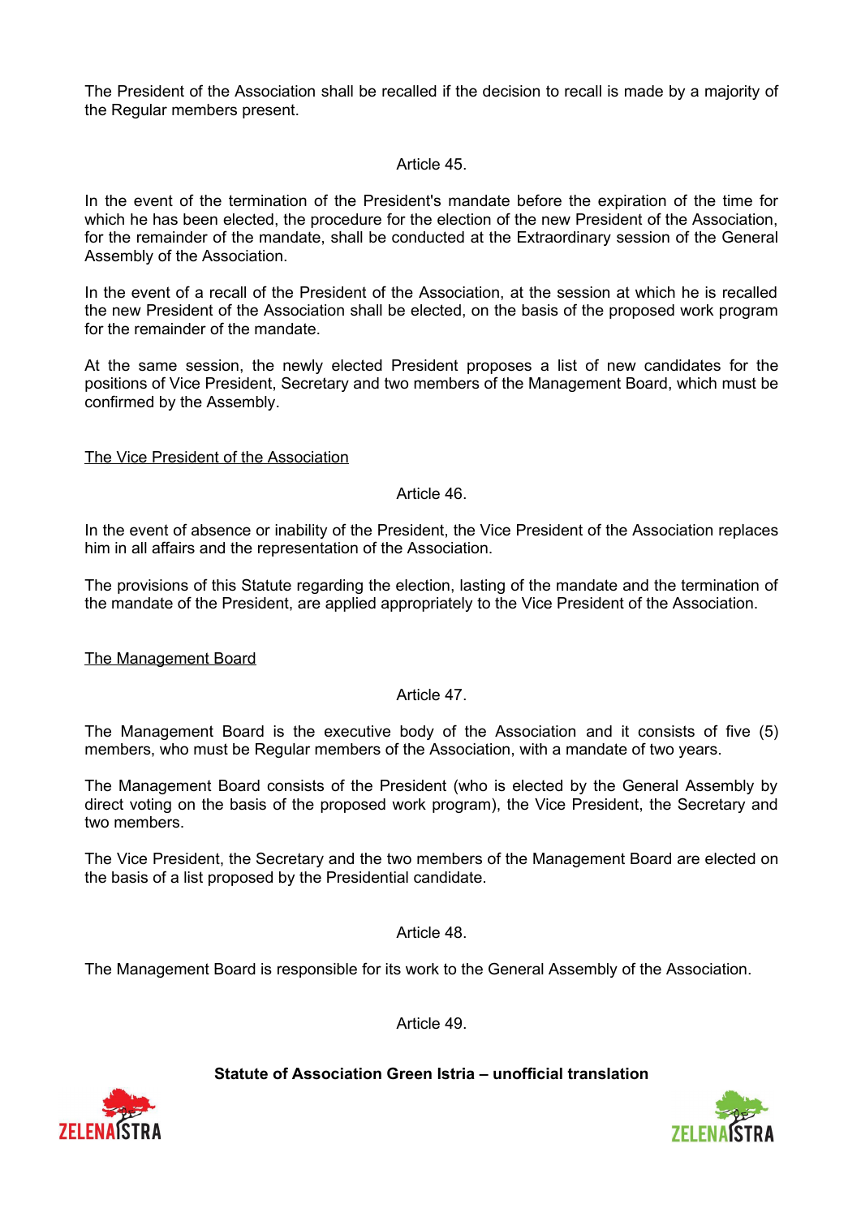The President of the Association shall be recalled if the decision to recall is made by a majority of the Regular members present.

Article 45.

In the event of the termination of the President's mandate before the expiration of the time for which he has been elected, the procedure for the election of the new President of the Association, for the remainder of the mandate, shall be conducted at the Extraordinary session of the General Assembly of the Association.

In the event of a recall of the President of the Association, at the session at which he is recalled the new President of the Association shall be elected, on the basis of the proposed work program for the remainder of the mandate.

At the same session, the newly elected President proposes a list of new candidates for the positions of Vice President, Secretary and two members of the Management Board, which must be confirmed by the Assembly.

<u>The Vice President of the Association</u>

Article 46.

In the event of absence or inability of the President, the Vice President of the Association replaces him in all affairs and the representation of the Association.

The provisions of this Statute regarding the election, lasting of the mandate and the termination of the mandate of the President, are applied appropriately to the Vice President of the Association.

<u>The Management Board</u>

Article 47.

The Management Board is the executive body of the Association and it consists of five (5) members, who must be Regular members of the Association, with a mandate of two years.

The Management Board consists of the President (who is elected by the General Assembly by direct voting on the basis of the proposed work program), the Vice President, the Secretary and two members.

The Vice President, the Secretary and the two members of the Management Board are elected on the basis of a list proposed by the Presidential candidate.

Article 48.

The Management Board is responsible for its work to the General Assembly of the Association.

Article 49.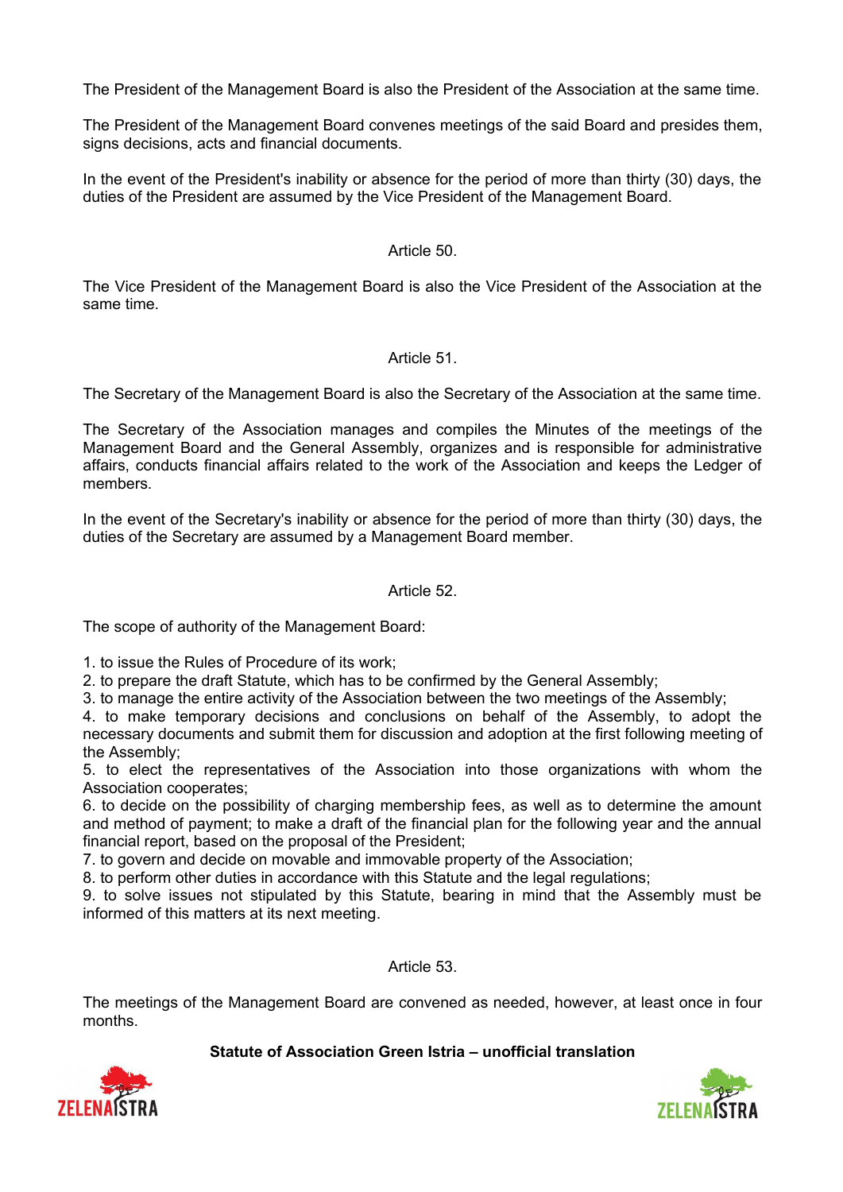The President of the Management Board is also the President of the Association at the same time.

The President of the Management Board convenes meetings of the said Board and presides them, signs decisions, acts and financial documents.

In the event of the President's inability or absence for the period of more than thirty (30) days, the duties of the President are assumed by the Vice President of the Management Board.

### Article 50.

The Vice President of the Management Board is also the Vice President of the Association at the same time.

### Article 51.

The Secretary of the Management Board is also the Secretary of the Association at the same time.

The Secretary of the Association manages and compiles the Minutes of the meetings of the Management Board and the General Assembly, organizes and is responsible for administrative affairs, conducts financial affairs related to the work of the Association and keeps the Ledger of members.

In the event of the Secretary's inability or absence for the period of more than thirty (30) days, the duties of the Secretary are assumed by a Management Board member.

### Article 52.

The scope of authority of the Management Board:

1. to issue the Rules of Procedure of its work;
2. to prepare the draft Statute, which has to be confirmed by the General Assembly;
3. to manage the entire activity of the Association between the two meetings of the Assembly;
4. to make temporary decisions and conclusions on behalf of the Assembly, to adopt the necessary documents and submit them for discussion and adoption at the first following meeting of the Assembly;
5. to elect the representatives of the Association into those organizations with whom the Association cooperates;
6. to decide on the possibility of charging membership fees, as well as to determine the amount and method of payment; to make a draft of the financial plan for the following year and the annual financial report, based on the proposal of the President;
7. to govern and decide on movable and immovable property of the Association;
8. to perform other duties in accordance with this Statute and the legal regulations;
9. to solve issues not stipulated by this Statute, bearing in mind that the Assembly must be informed of this matters at its next meeting.

### Article 53.

The meetings of the Management Board are convened as needed, however, at least once in four months.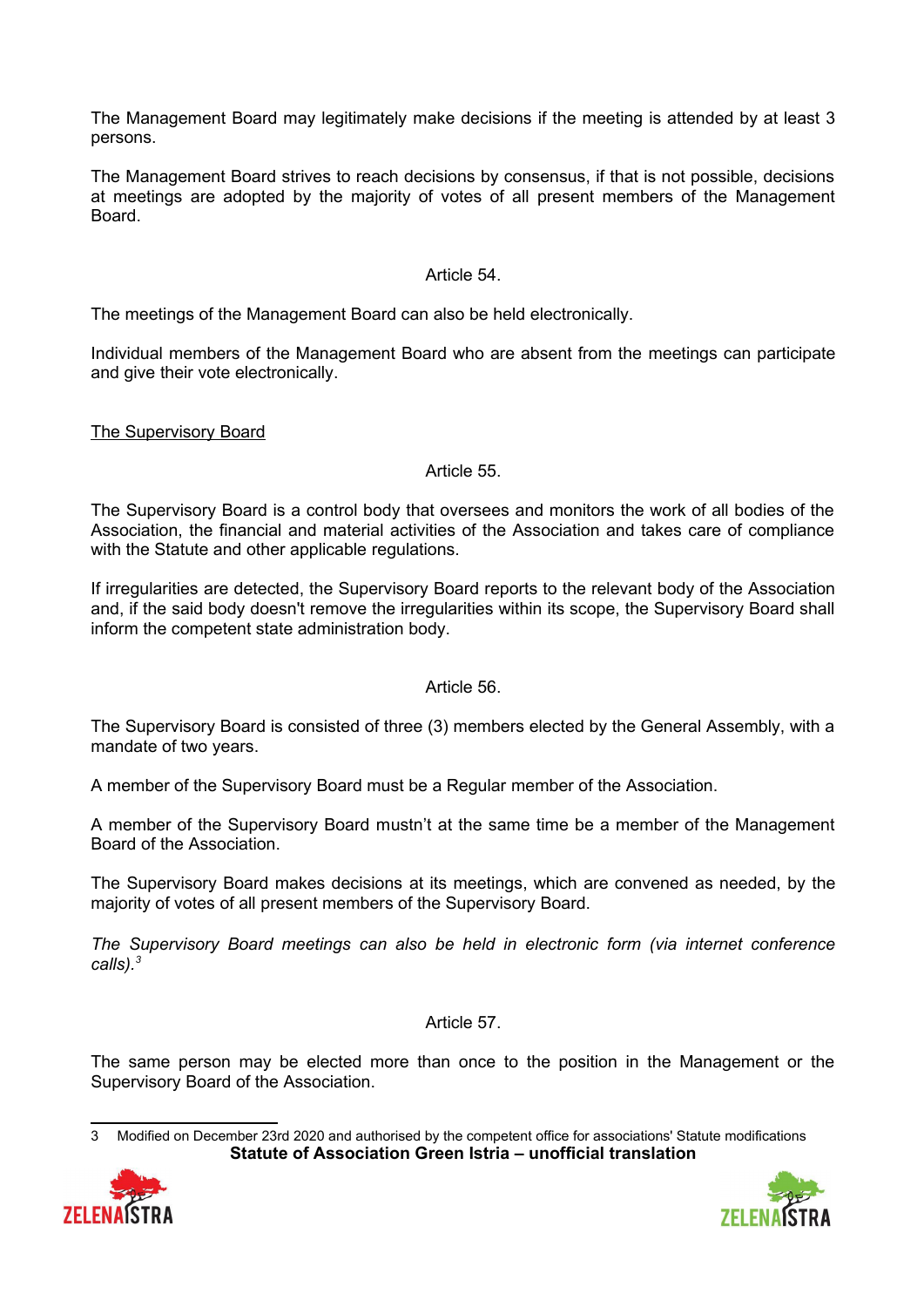The Management Board may legitimately make decisions if the meeting is attended by at least 3 persons.

The Management Board strives to reach decisions by consensus, if that is not possible, decisions at meetings are adopted by the majority of votes of all present members of the Management Board.

Article 54.

The meetings of the Management Board can also be held electronically.

Individual members of the Management Board who are absent from the meetings can participate and give their vote electronically.

The Supervisory Board

Article 55.

The Supervisory Board is a control body that oversees and monitors the work of all bodies of the Association, the financial and material activities of the Association and takes care of compliance with the Statute and other applicable regulations.

If irregularities are detected, the Supervisory Board reports to the relevant body of the Association and, if the said body doesn't remove the irregularities within its scope, the Supervisory Board shall inform the competent state administration body.

Article 56.

The Supervisory Board is consisted of three (3) members elected by the General Assembly, with a mandate of two years.

A member of the Supervisory Board must be a Regular member of the Association.

A member of the Supervisory Board mustn't at the same time be a member of the Management Board of the Association.

The Supervisory Board makes decisions at its meetings, which are convened as needed, by the majority of votes of all present members of the Supervisory Board.

*The Supervisory Board meetings can also be held in electronic form (via internet conference calls).*[3]

Article 57.

The same person may be elected more than once to the position in the Management or the Supervisory Board of the Association.

---

3 Modified on December 23rd 2020 and authorised by the competent office for associations' Statute modifications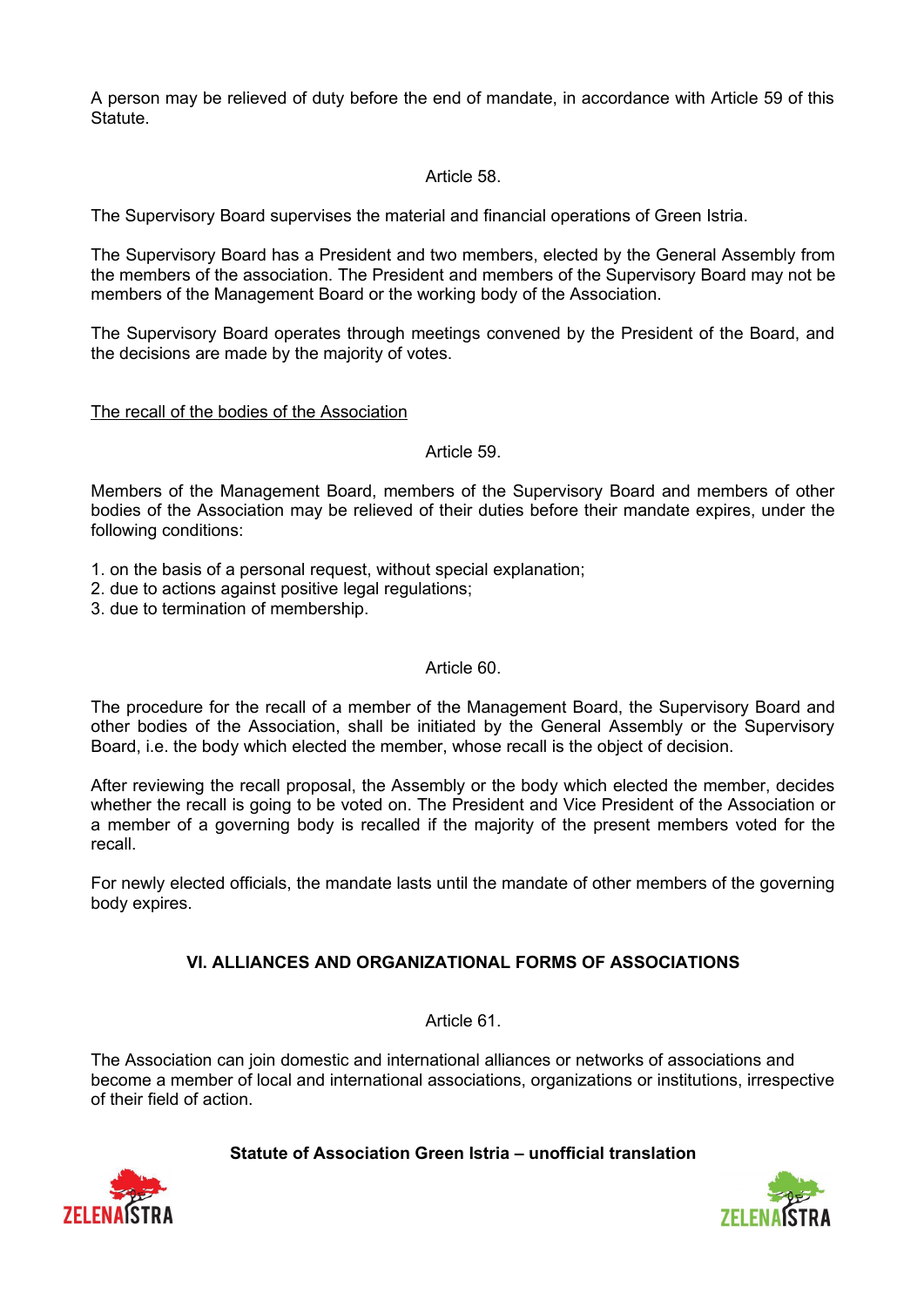A person may be relieved of duty before the end of mandate, in accordance with Article 59 of this Statute.

Article 58.

The Supervisory Board supervises the material and financial operations of Green Istria.

The Supervisory Board has a President and two members, elected by the General Assembly from the members of the association. The President and members of the Supervisory Board may not be members of the Management Board or the working body of the Association.

The Supervisory Board operates through meetings convened by the President of the Board, and the decisions are made by the majority of votes.

<u>The recall of the bodies of the Association</u>

Article 59.

Members of the Management Board, members of the Supervisory Board and members of other bodies of the Association may be relieved of their duties before their mandate expires, under the following conditions:

1. on the basis of a personal request, without special explanation;
2. due to actions against positive legal regulations;
3. due to termination of membership.

Article 60.

The procedure for the recall of a member of the Management Board, the Supervisory Board and other bodies of the Association, shall be initiated by the General Assembly or the Supervisory Board, i.e. the body which elected the member, whose recall is the object of decision.

After reviewing the recall proposal, the Assembly or the body which elected the member, decides whether the recall is going to be voted on. The President and Vice President of the Association or a member of a governing body is recalled if the majority of the present members voted for the recall.

For newly elected officials, the mandate lasts until the mandate of other members of the governing body expires.

## VI. ALLIANCES AND ORGANIZATIONAL FORMS OF ASSOCIATIONS

Article 61.

The Association can join domestic and international alliances or networks of associations and become a member of local and international associations, organizations or institutions, irrespective of their field of action.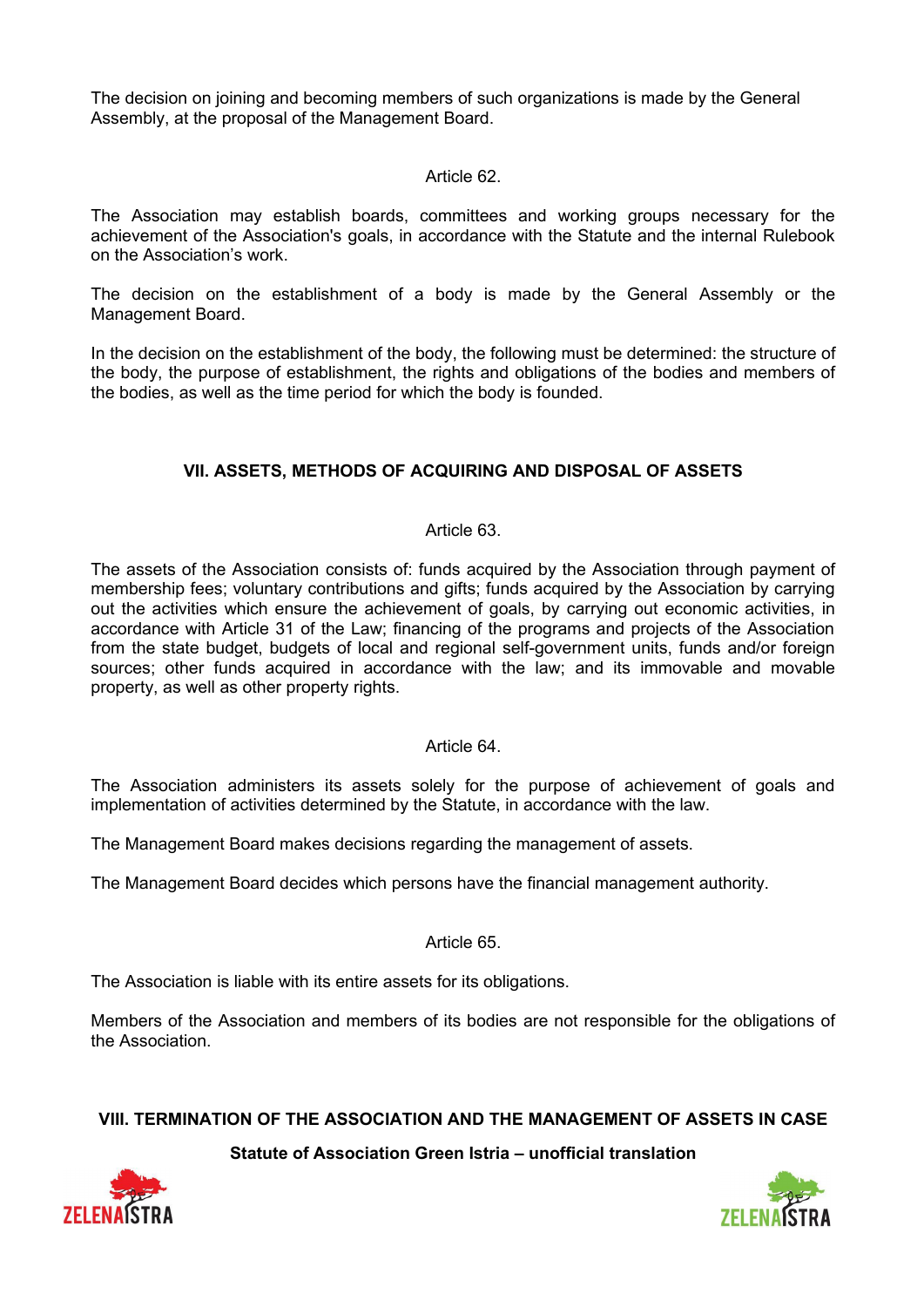The decision on joining and becoming members of such organizations is made by the General Assembly, at the proposal of the Management Board.

Article 62.

The Association may establish boards, committees and working groups necessary for the achievement of the Association's goals, in accordance with the Statute and the internal Rulebook on the Association's work.

The decision on the establishment of a body is made by the General Assembly or the Management Board.

In the decision on the establishment of the body, the following must be determined: the structure of the body, the purpose of establishment, the rights and obligations of the bodies and members of the bodies, as well as the time period for which the body is founded.

## VII. ASSETS, METHODS OF ACQUIRING AND DISPOSAL OF ASSETS

Article 63.

The assets of the Association consists of: funds acquired by the Association through payment of membership fees; voluntary contributions and gifts; funds acquired by the Association by carrying out the activities which ensure the achievement of goals, by carrying out economic activities, in accordance with Article 31 of the Law; financing of the programs and projects of the Association from the state budget, budgets of local and regional self-government units, funds and/or foreign sources; other funds acquired in accordance with the law; and its immovable and movable property, as well as other property rights.

Article 64.

The Association administers its assets solely for the purpose of achievement of goals and implementation of activities determined by the Statute, in accordance with the law.

The Management Board makes decisions regarding the management of assets.

The Management Board decides which persons have the financial management authority.

Article 65.

The Association is liable with its entire assets for its obligations.

Members of the Association and members of its bodies are not responsible for the obligations of the Association.

## VIII. TERMINATION OF THE ASSOCIATION AND THE MANAGEMENT OF ASSETS IN CASE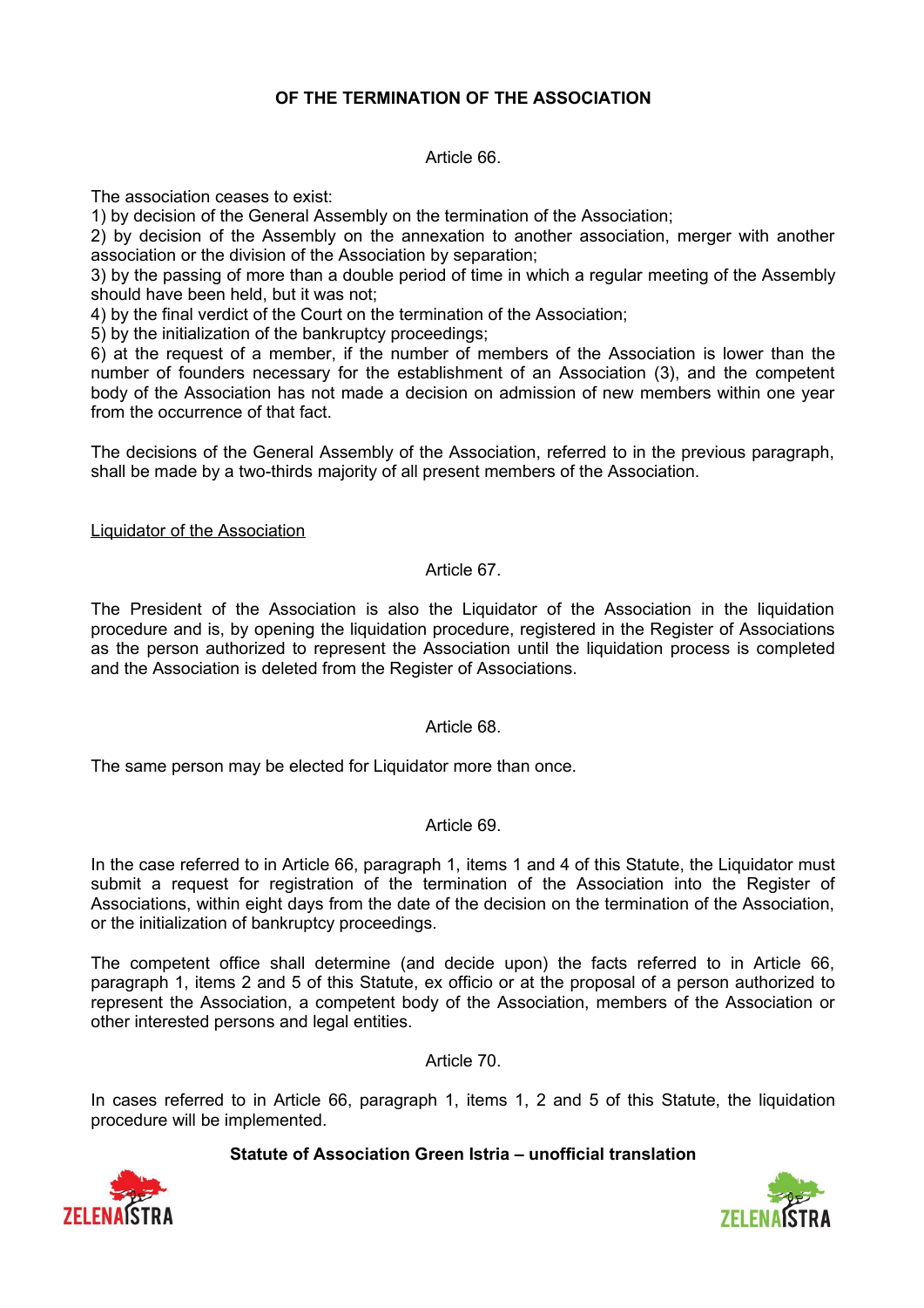## OF THE TERMINATION OF THE ASSOCIATION

Article 66.

The association ceases to exist:

1) by decision of the General Assembly on the termination of the Association;
2) by decision of the Assembly on the annexation to another association, merger with another association or the division of the Association by separation;
3) by the passing of more than a double period of time in which a regular meeting of the Assembly should have been held, but it was not;
4) by the final verdict of the Court on the termination of the Association;
5) by the initialization of the bankruptcy proceedings;
6) at the request of a member, if the number of members of the Association is lower than the number of founders necessary for the establishment of an Association (3), and the competent body of the Association has not made a decision on admission of new members within one year from the occurrence of that fact.

The decisions of the General Assembly of the Association, referred to in the previous paragraph, shall be made by a two-thirds majority of all present members of the Association.

<u>Liquidator of the Association</u>

Article 67.

The President of the Association is also the Liquidator of the Association in the liquidation procedure and is, by opening the liquidation procedure, registered in the Register of Associations as the person authorized to represent the Association until the liquidation process is completed and the Association is deleted from the Register of Associations.

Article 68.

The same person may be elected for Liquidator more than once.

Article 69.

In the case referred to in Article 66, paragraph 1, items 1 and 4 of this Statute, the Liquidator must submit a request for registration of the termination of the Association into the Register of Associations, within eight days from the date of the decision on the termination of the Association, or the initialization of bankruptcy proceedings.

The competent office shall determine (and decide upon) the facts referred to in Article 66, paragraph 1, items 2 and 5 of this Statute, ex officio or at the proposal of a person authorized to represent the Association, a competent body of the Association, members of the Association or other interested persons and legal entities.

Article 70.

In cases referred to in Article 66, paragraph 1, items 1, 2 and 5 of this Statute, the liquidation procedure will be implemented.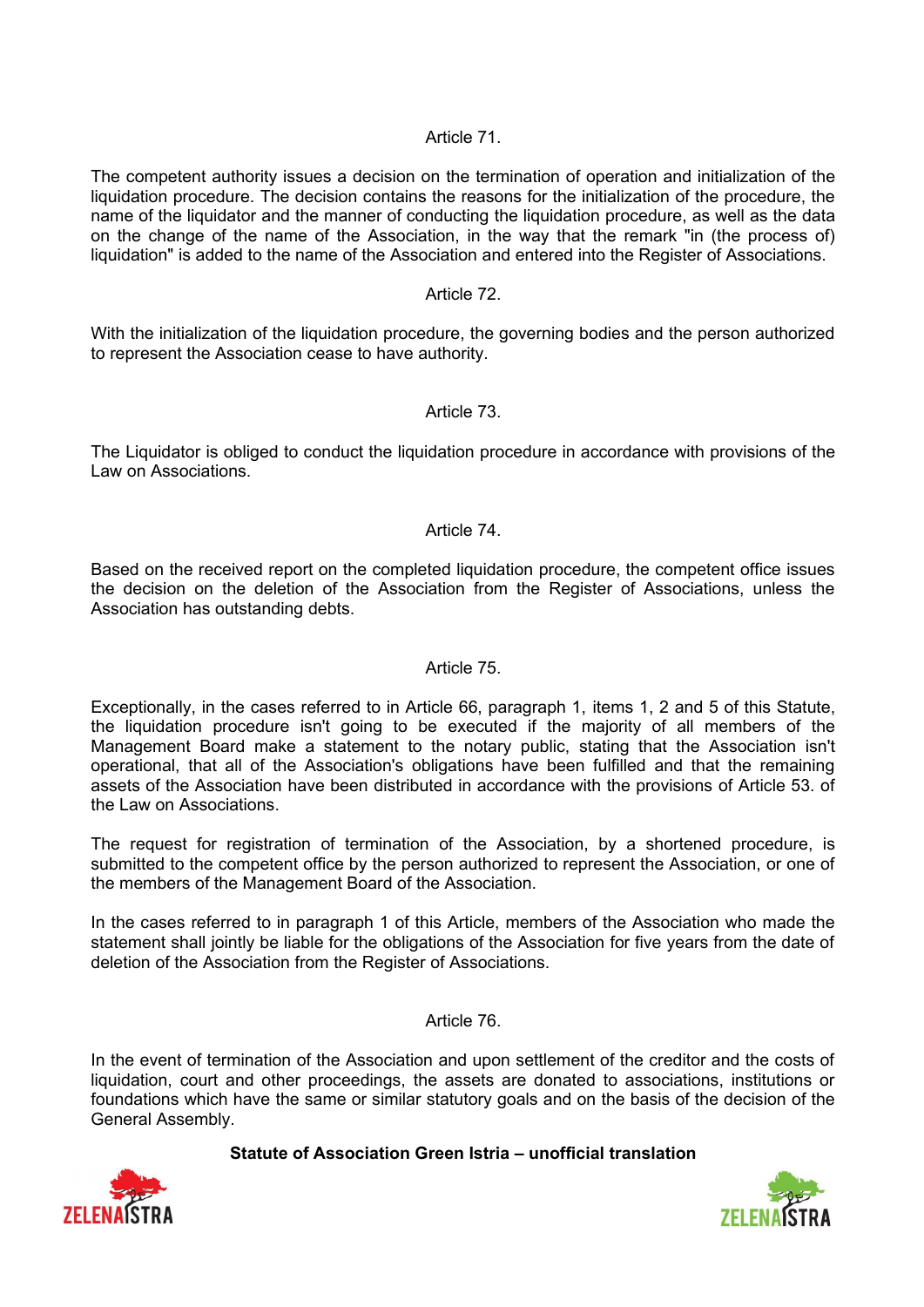### Article 71.

The competent authority issues a decision on the termination of operation and initialization of the liquidation procedure. The decision contains the reasons for the initialization of the procedure, the name of the liquidator and the manner of conducting the liquidation procedure, as well as the data on the change of the name of the Association, in the way that the remark "in (the process of) liquidation" is added to the name of the Association and entered into the Register of Associations.

### Article 72.

With the initialization of the liquidation procedure, the governing bodies and the person authorized to represent the Association cease to have authority.

### Article 73.

The Liquidator is obliged to conduct the liquidation procedure in accordance with provisions of the Law on Associations.

### Article 74.

Based on the received report on the completed liquidation procedure, the competent office issues the decision on the deletion of the Association from the Register of Associations, unless the Association has outstanding debts.

### Article 75.

Exceptionally, in the cases referred to in Article 66, paragraph 1, items 1, 2 and 5 of this Statute, the liquidation procedure isn't going to be executed if the majority of all members of the Management Board make a statement to the notary public, stating that the Association isn't operational, that all of the Association's obligations have been fulfilled and that the remaining assets of the Association have been distributed in accordance with the provisions of Article 53. of the Law on Associations.

The request for registration of termination of the Association, by a shortened procedure, is submitted to the competent office by the person authorized to represent the Association, or one of the members of the Management Board of the Association.

In the cases referred to in paragraph 1 of this Article, members of the Association who made the statement shall jointly be liable for the obligations of the Association for five years from the date of deletion of the Association from the Register of Associations.

### Article 76.

In the event of termination of the Association and upon settlement of the creditor and the costs of liquidation, court and other proceedings, the assets are donated to associations, institutions or foundations which have the same or similar statutory goals and on the basis of the decision of the General Assembly.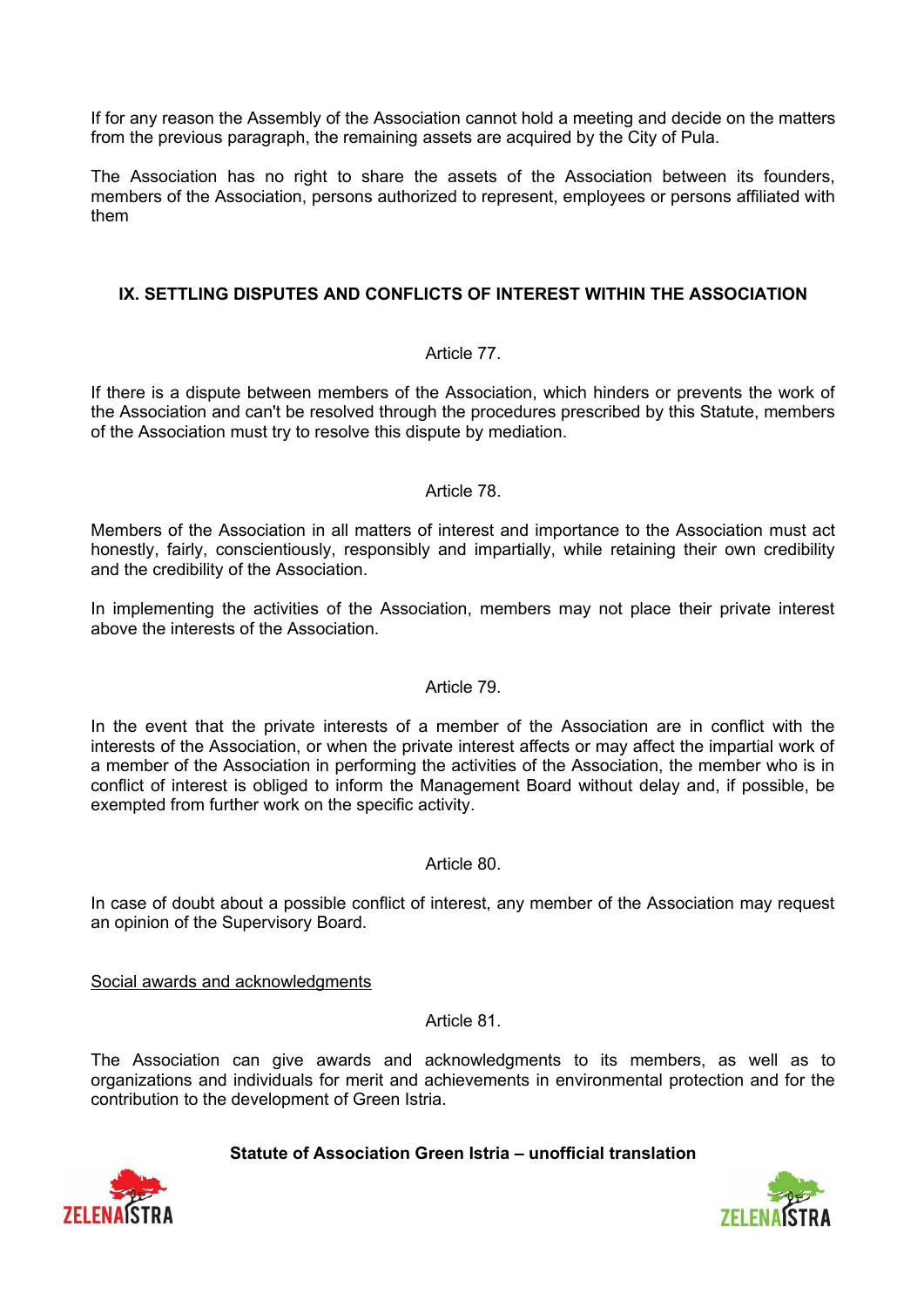If for any reason the Assembly of the Association cannot hold a meeting and decide on the matters from the previous paragraph, the remaining assets are acquired by the City of Pula.

The Association has no right to share the assets of the Association between its founders, members of the Association, persons authorized to represent, employees or persons affiliated with them

## IX. SETTLING DISPUTES AND CONFLICTS OF INTEREST WITHIN THE ASSOCIATION

Article 77.

If there is a dispute between members of the Association, which hinders or prevents the work of the Association and can't be resolved through the procedures prescribed by this Statute, members of the Association must try to resolve this dispute by mediation.

Article 78.

Members of the Association in all matters of interest and importance to the Association must act honestly, fairly, conscientiously, responsibly and impartially, while retaining their own credibility and the credibility of the Association.

In implementing the activities of the Association, members may not place their private interest above the interests of the Association.

Article 79.

In the event that the private interests of a member of the Association are in conflict with the interests of the Association, or when the private interest affects or may affect the impartial work of a member of the Association in performing the activities of the Association, the member who is in conflict of interest is obliged to inform the Management Board without delay and, if possible, be exempted from further work on the specific activity.

Article 80.

In case of doubt about a possible conflict of interest, any member of the Association may request an opinion of the Supervisory Board.

Social awards and acknowledgments

Article 81.

The Association can give awards and acknowledgments to its members, as well as to organizations and individuals for merit and achievements in environmental protection and for the contribution to the development of Green Istria.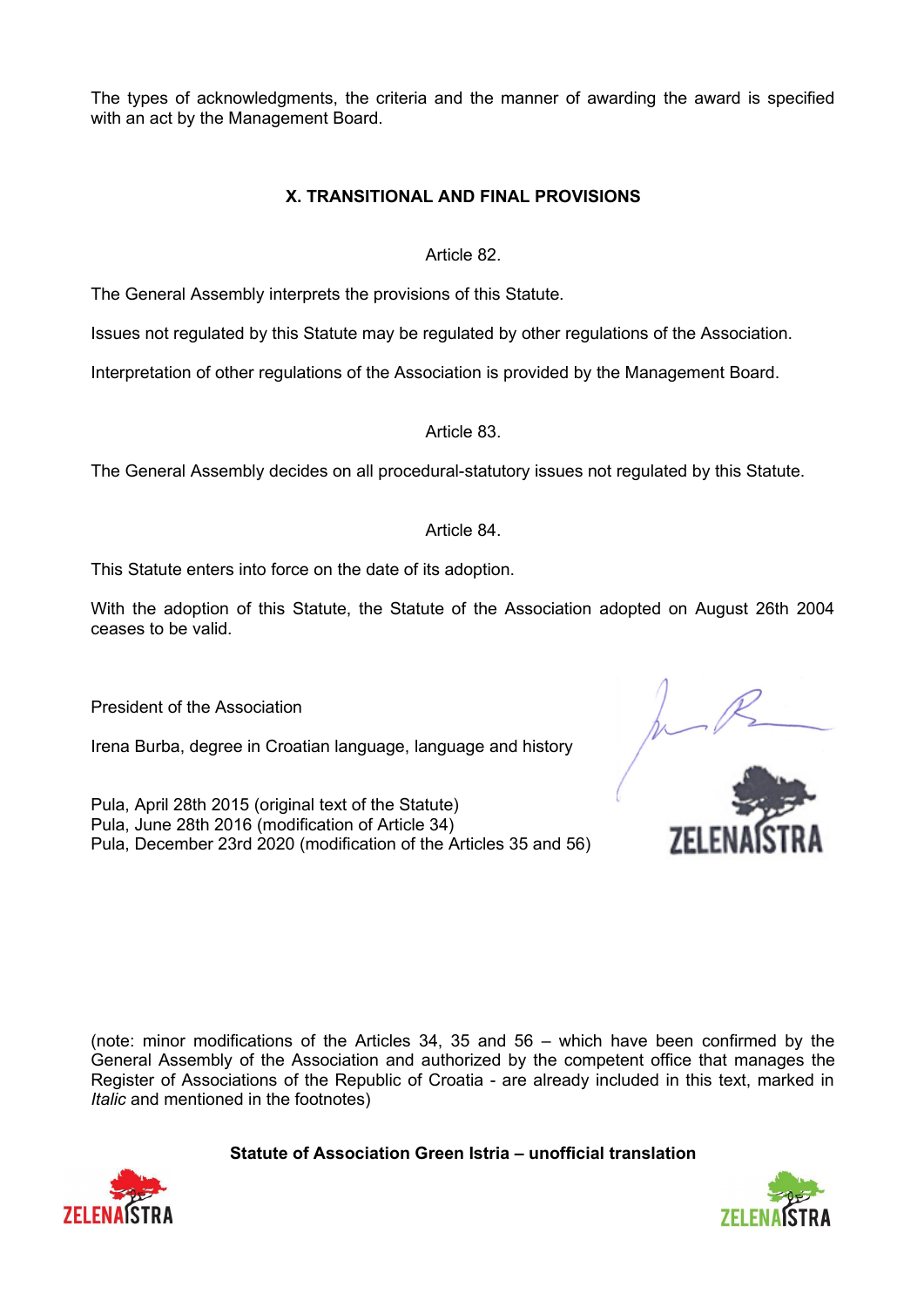The types of acknowledgments, the criteria and the manner of awarding the award is specified with an act by the Management Board.

## X. TRANSITIONAL AND FINAL PROVISIONS

Article 82.

The General Assembly interprets the provisions of this Statute.

Issues not regulated by this Statute may be regulated by other regulations of the Association.

Interpretation of other regulations of the Association is provided by the Management Board.

Article 83.

The General Assembly decides on all procedural-statutory issues not regulated by this Statute.

Article 84.

This Statute enters into force on the date of its adoption.

With the adoption of this Statute, the Statute of the Association adopted on August 26th 2004 ceases to be valid.

President of the Association

Irena Burba, degree in Croatian language, language and history

Pula, April 28th 2015 (original text of the Statute)
Pula, June 28th 2016 (modification of Article 34)
Pula, December 23rd 2020 (modification of the Articles 35 and 56)

ZELENA ISTRA

(note: minor modifications of the Articles 34, 35 and 56 – which have been confirmed by the General Assembly of the Association and authorized by the competent office that manages the Register of Associations of the Republic of Croatia - are already included in this text, marked in *Italic* and mentioned in the footnotes)